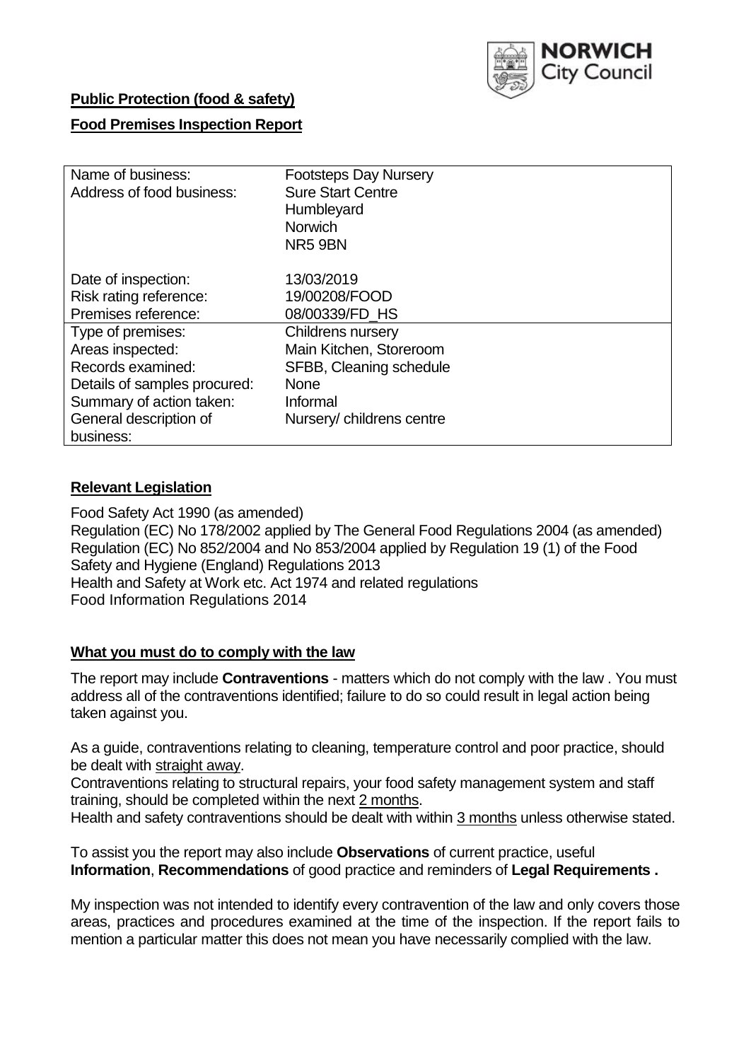NORWICH City Council

**Public Protection (food & safety)**

**Food Premises Inspection Report**

| | |
|---|---|
| Name of business: | Footsteps Day Nursery |
| Address of food business: | Sure Start Centre<br>Humbleyard<br>Norwich<br>NR5 9BN |
| Date of inspection: | 13/03/2019 |
| Risk rating reference: | 19/00208/FOOD |
| Premises reference: | 08/00339/FD_HS |
| Type of premises: | Childrens nursery |
| Areas inspected: | Main Kitchen, Storeroom |
| Records examined: | SFBB, Cleaning schedule |
| Details of samples procured: | None |
| Summary of action taken: | Informal |
| General description of business: | Nursery/ childrens centre |

## Relevant Legislation

Food Safety Act 1990 (as amended)
Regulation (EC) No 178/2002 applied by The General Food Regulations 2004 (as amended)
Regulation (EC) No 852/2004 and No 853/2004 applied by Regulation 19 (1) of the Food Safety and Hygiene (England) Regulations 2013
Health and Safety at Work etc. Act 1974 and related regulations
Food Information Regulations 2014

## What you must do to comply with the law

The report may include **Contraventions** - matters which do not comply with the law . You must address all of the contraventions identified; failure to do so could result in legal action being taken against you.

As a guide, contraventions relating to cleaning, temperature control and poor practice, should be dealt with straight away.
Contraventions relating to structural repairs, your food safety management system and staff training, should be completed within the next 2 months.
Health and safety contraventions should be dealt with within 3 months unless otherwise stated.

To assist you the report may also include **Observations** of current practice, useful **Information**, **Recommendations** of good practice and reminders of **Legal Requirements .**

My inspection was not intended to identify every contravention of the law and only covers those areas, practices and procedures examined at the time of the inspection. If the report fails to mention a particular matter this does not mean you have necessarily complied with the law.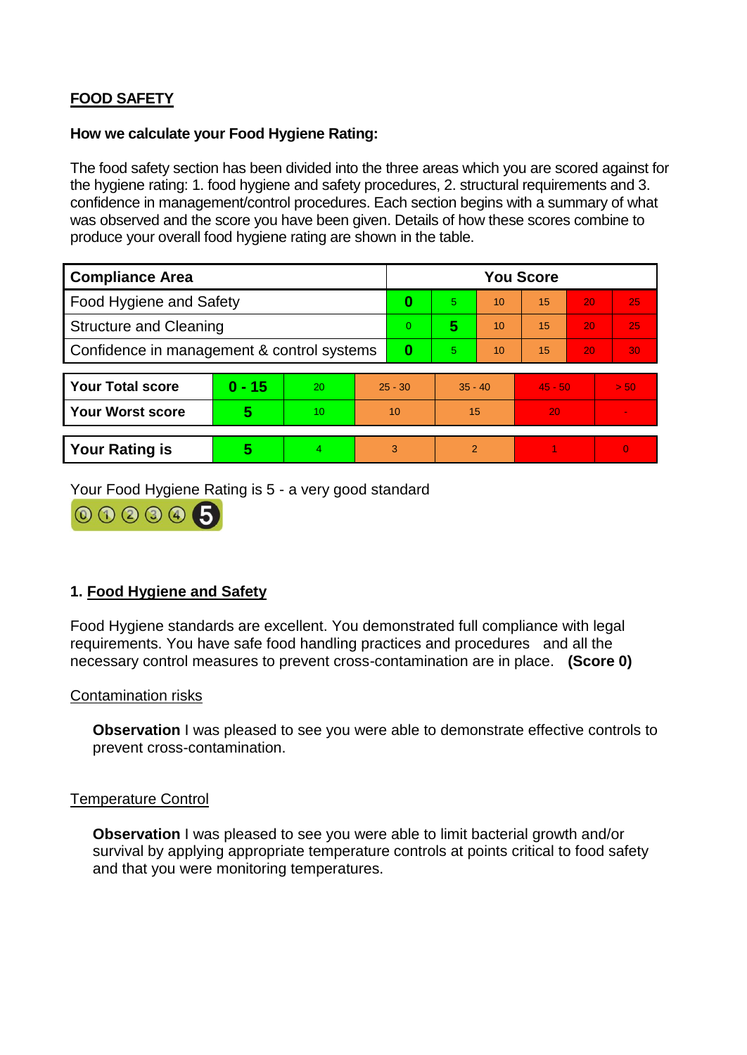**FOOD SAFETY**

**How we calculate your Food Hygiene Rating:**

The food safety section has been divided into the three areas which you are scored against for the hygiene rating: 1. food hygiene and safety procedures, 2. structural requirements and 3. confidence in management/control procedures. Each section begins with a summary of what was observed and the score you have been given. Details of how these scores combine to produce your overall food hygiene rating are shown in the table.

| Compliance Area | You Score | | | | | |
|---|---|---|---|---|---|---|
| Food Hygiene and Safety | **0** | 5 | 10 | 15 | 20 | 25 |
| Structure and Cleaning | 0 | **5** | 10 | 15 | 20 | 25 |
| Confidence in management & control systems | **0** | 5 | 10 | 15 | 20 | 30 |

| | | | | | | |
|---|---|---|---|---|---|---|
| **Your Total score** | **0 - 15** | 20 | 25 - 30 | 35 - 40 | 45 - 50 | > 50 |
| **Your Worst score** | **5** | 10 | 10 | 15 | 20 | - |

| | | | | | | |
|---|---|---|---|---|---|---|
| **Your Rating is** | **5** | 4 | 3 | 2 | 1 | 0 |

Your Food Hygiene Rating is 5 - a very good standard

## 1. Food Hygiene and Safety

Food Hygiene standards are excellent. You demonstrated full compliance with legal requirements. You have safe food handling practices and procedures and all the necessary control measures to prevent cross-contamination are in place. **(Score 0)**

Contamination risks

**Observation** I was pleased to see you were able to demonstrate effective controls to prevent cross-contamination.

Temperature Control

**Observation** I was pleased to see you were able to limit bacterial growth and/or survival by applying appropriate temperature controls at points critical to food safety and that you were monitoring temperatures.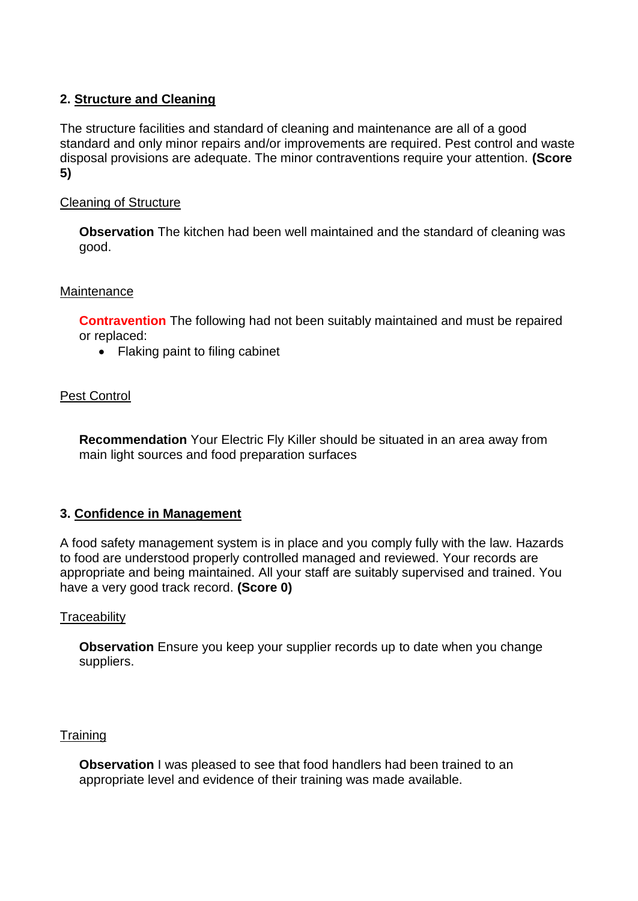## 2. Structure and Cleaning

The structure facilities and standard of cleaning and maintenance are all of a good standard and only minor repairs and/or improvements are required. Pest control and waste disposal provisions are adequate. The minor contraventions require your attention. **(Score 5)**

Cleaning of Structure

**Observation** The kitchen had been well maintained and the standard of cleaning was good.

Maintenance

**Contravention** The following had not been suitably maintained and must be repaired or replaced:

- Flaking paint to filing cabinet

Pest Control

**Recommendation** Your Electric Fly Killer should be situated in an area away from main light sources and food preparation surfaces

## 3. Confidence in Management

A food safety management system is in place and you comply fully with the law. Hazards to food are understood properly controlled managed and reviewed. Your records are appropriate and being maintained. All your staff are suitably supervised and trained. You have a very good track record. **(Score 0)**

Traceability

**Observation** Ensure you keep your supplier records up to date when you change suppliers.

Training

**Observation** I was pleased to see that food handlers had been trained to an appropriate level and evidence of their training was made available.